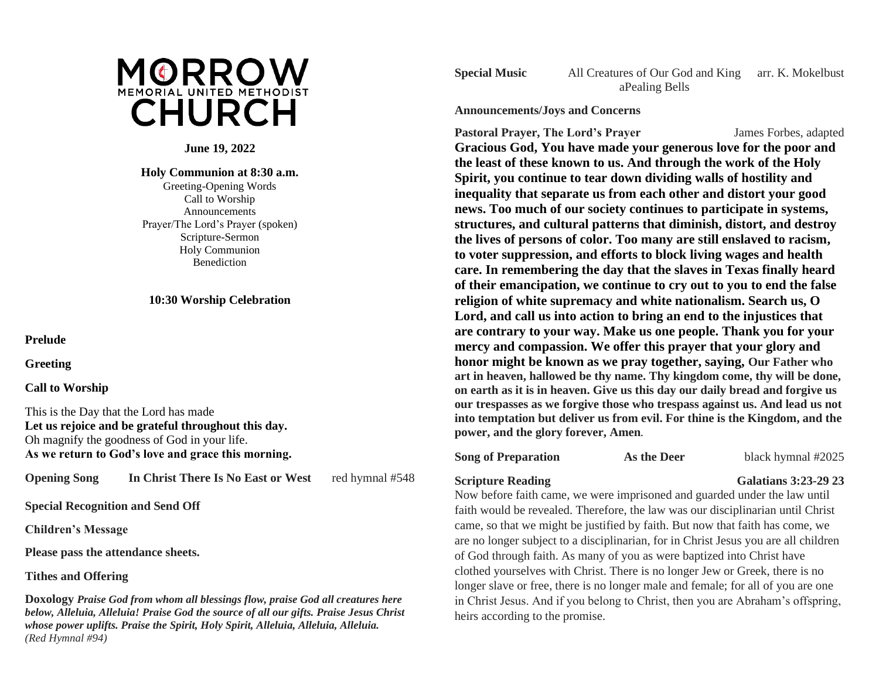# MORROW MEMORIAL UNITED METHODIST CHURCH

**June 19, 2022**

**Holy Communion at 8:30 a.m.**

Greeting-Opening Words
Call to Worship
Announcements
Prayer/The Lord's Prayer (spoken)
Scripture-Sermon
Holy Communion
Benediction

**10:30 Worship Celebration**

**Prelude**

**Greeting**

**Call to Worship**

This is the Day that the Lord has made
**Let us rejoice and be grateful throughout this day.**
Oh magnify the goodness of God in your life.
**As we return to God's love and grace this morning.**

**Opening Song** **In Christ There Is No East or West** red hymnal #548

**Special Recognition and Send Off**

**Children's Message**

**Please pass the attendance sheets.**

**Tithes and Offering**

**Doxology** ***Praise God from whom all blessings flow, praise God all creatures here below, Alleluia, Alleluia! Praise God the source of all our gifts. Praise Jesus Christ whose power uplifts. Praise the Spirit, Holy Spirit, Alleluia, Alleluia, Alleluia.*** *(Red Hymnal #94)*

**Special Music** All Creatures of Our God and King arr. K. Mokelbust
aPealing Bells

**Announcements/Joys and Concerns**

**Pastoral Prayer, The Lord's Prayer** James Forbes, adapted

**Gracious God, You have made your generous love for the poor and the least of these known to us. And through the work of the Holy Spirit, you continue to tear down dividing walls of hostility and inequality that separate us from each other and distort your good news. Too much of our society continues to participate in systems, structures, and cultural patterns that diminish, distort, and destroy the lives of persons of color. Too many are still enslaved to racism, to voter suppression, and efforts to block living wages and health care. In remembering the day that the slaves in Texas finally heard of their emancipation, we continue to cry out to you to end the false religion of white supremacy and white nationalism. Search us, O Lord, and call us into action to bring an end to the injustices that are contrary to your way. Make us one people. Thank you for your mercy and compassion. We offer this prayer that your glory and honor might be known as we pray together, saying, Our Father who art in heaven, hallowed be thy name. Thy kingdom come, thy will be done, on earth as it is in heaven. Give us this day our daily bread and forgive us our trespasses as we forgive those who trespass against us. And lead us not into temptation but deliver us from evil. For thine is the Kingdom, and the power, and the glory forever, Amen**.

**Song of Preparation** **As the Deer** black hymnal #2025

**Scripture Reading** **Galatians 3:23-29 23**

Now before faith came, we were imprisoned and guarded under the law until faith would be revealed. Therefore, the law was our disciplinarian until Christ came, so that we might be justified by faith. But now that faith has come, we are no longer subject to a disciplinarian, for in Christ Jesus you are all children of God through faith. As many of you as were baptized into Christ have clothed yourselves with Christ. There is no longer Jew or Greek, there is no longer slave or free, there is no longer male and female; for all of you are one in Christ Jesus. And if you belong to Christ, then you are Abraham's offspring, heirs according to the promise.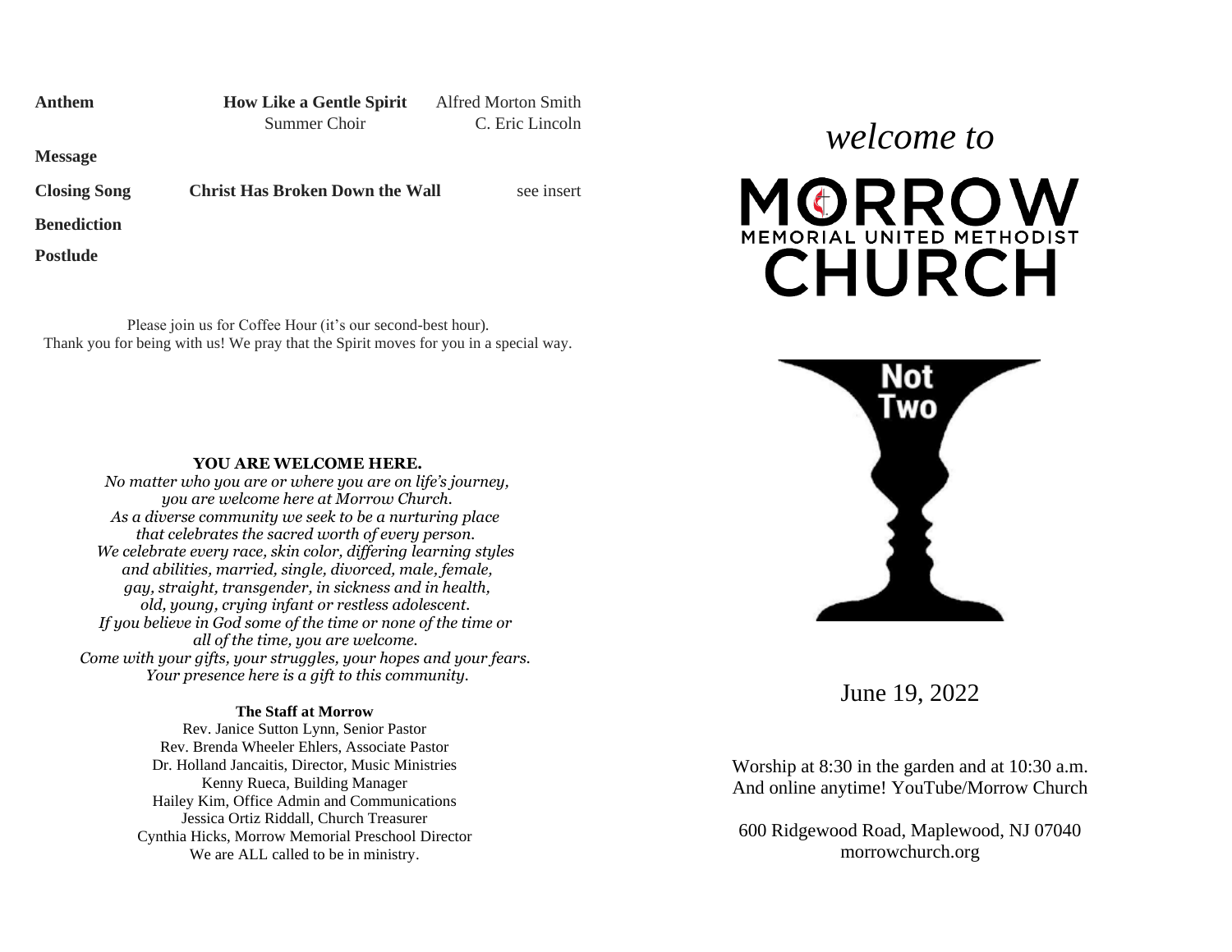| | | |
|---|---|---|
| **Anthem** | **How Like a Gentle Spirit** | Alfred Morton Smith |
| | Summer Choir | C. Eric Lincoln |
| **Message** | | |
| **Closing Song** | **Christ Has Broken Down the Wall** | see insert |
| **Benediction** | | |
| **Postlude** | | |

Please join us for Coffee Hour (it's our second-best hour).
Thank you for being with us! We pray that the Spirit moves for you in a special way.

**YOU ARE WELCOME HERE.**

*No matter who you are or where you are on life's journey, you are welcome here at Morrow Church. As a diverse community we seek to be a nurturing place that celebrates the sacred worth of every person. We celebrate every race, skin color, differing learning styles and abilities, married, single, divorced, male, female, gay, straight, transgender, in sickness and in health, old, young, crying infant or restless adolescent. If you believe in God some of the time or none of the time or all of the time, you are welcome. Come with your gifts, your struggles, your hopes and your fears. Your presence here is a gift to this community.*

**The Staff at Morrow**

Rev. Janice Sutton Lynn, Senior Pastor
Rev. Brenda Wheeler Ehlers, Associate Pastor
Dr. Holland Jancaitis, Director, Music Ministries
Kenny Rueca, Building Manager
Hailey Kim, Office Admin and Communications
Jessica Ortiz Riddall, Church Treasurer
Cynthia Hicks, Morrow Memorial Preschool Director
We are ALL called to be in ministry.

*welcome to*

# MORROW MEMORIAL UNITED METHODIST CHURCH

**Not Two**

June 19, 2022

Worship at 8:30 in the garden and at 10:30 a.m.
And online anytime! YouTube/Morrow Church

600 Ridgewood Road, Maplewood, NJ 07040
morrowchurch.org